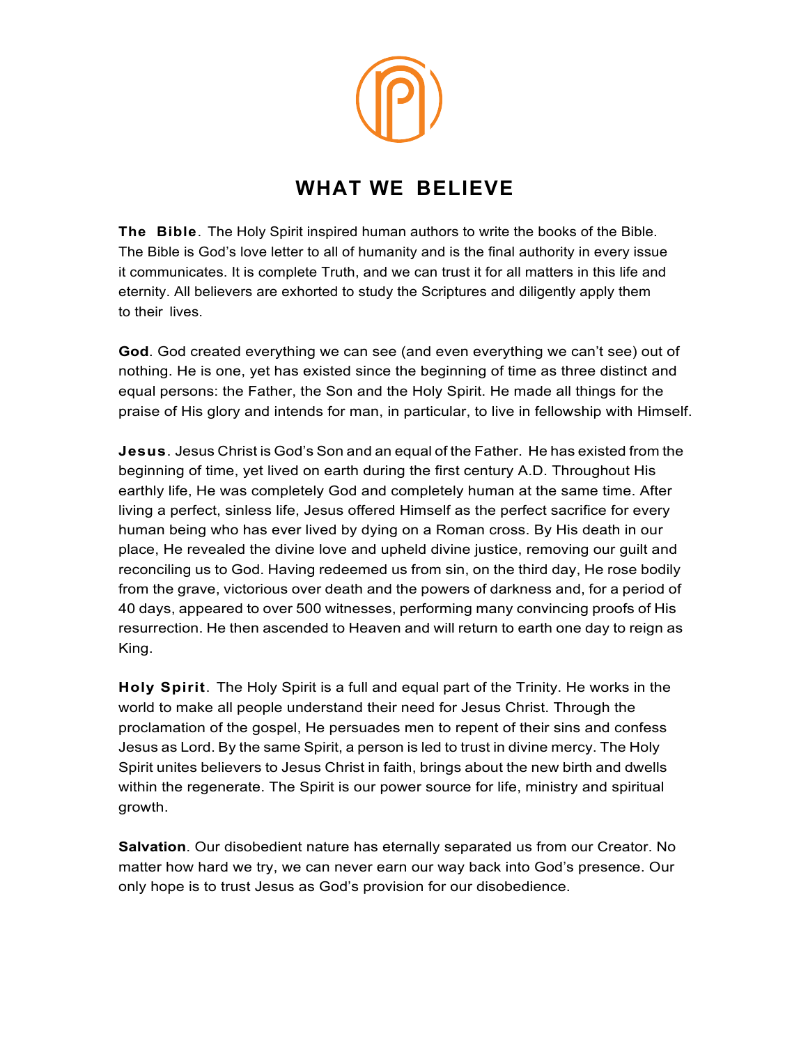# WHAT WE BELIEVE

**The Bible**. The Holy Spirit inspired human authors to write the books of the Bible. The Bible is God's love letter to all of humanity and is the final authority in every issue it communicates. It is complete Truth, and we can trust it for all matters in this life and eternity. All believers are exhorted to study the Scriptures and diligently apply them to their lives.

**God**. God created everything we can see (and even everything we can't see) out of nothing. He is one, yet has existed since the beginning of time as three distinct and equal persons: the Father, the Son and the Holy Spirit. He made all things for the praise of His glory and intends for man, in particular, to live in fellowship with Himself.

**Jesus**. Jesus Christ is God's Son and an equal of the Father. He has existed from the beginning of time, yet lived on earth during the first century A.D. Throughout His earthly life, He was completely God and completely human at the same time. After living a perfect, sinless life, Jesus offered Himself as the perfect sacrifice for every human being who has ever lived by dying on a Roman cross. By His death in our place, He revealed the divine love and upheld divine justice, removing our guilt and reconciling us to God. Having redeemed us from sin, on the third day, He rose bodily from the grave, victorious over death and the powers of darkness and, for a period of 40 days, appeared to over 500 witnesses, performing many convincing proofs of His resurrection. He then ascended to Heaven and will return to earth one day to reign as King.

**Holy Spirit**. The Holy Spirit is a full and equal part of the Trinity. He works in the world to make all people understand their need for Jesus Christ. Through the proclamation of the gospel, He persuades men to repent of their sins and confess Jesus as Lord. By the same Spirit, a person is led to trust in divine mercy. The Holy Spirit unites believers to Jesus Christ in faith, brings about the new birth and dwells within the regenerate. The Spirit is our power source for life, ministry and spiritual growth.

**Salvation**. Our disobedient nature has eternally separated us from our Creator. No matter how hard we try, we can never earn our way back into God's presence. Our only hope is to trust Jesus as God's provision for our disobedience.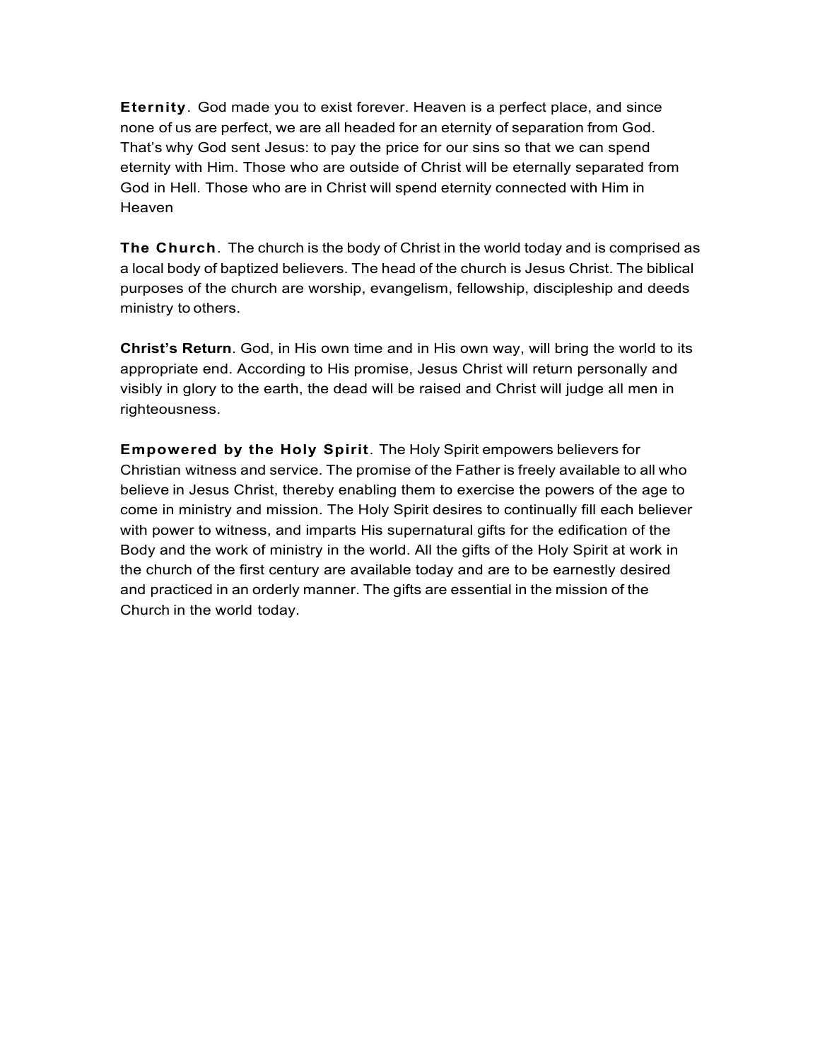**Eternity**. God made you to exist forever. Heaven is a perfect place, and since none of us are perfect, we are all headed for an eternity of separation from God. That's why God sent Jesus: to pay the price for our sins so that we can spend eternity with Him. Those who are outside of Christ will be eternally separated from God in Hell. Those who are in Christ will spend eternity connected with Him in Heaven

**The Church**. The church is the body of Christ in the world today and is comprised as a local body of baptized believers. The head of the church is Jesus Christ. The biblical purposes of the church are worship, evangelism, fellowship, discipleship and deeds ministry to others.

**Christ's Return**. God, in His own time and in His own way, will bring the world to its appropriate end. According to His promise, Jesus Christ will return personally and visibly in glory to the earth, the dead will be raised and Christ will judge all men in righteousness.

**Empowered by the Holy Spirit**. The Holy Spirit empowers believers for Christian witness and service. The promise of the Father is freely available to all who believe in Jesus Christ, thereby enabling them to exercise the powers of the age to come in ministry and mission. The Holy Spirit desires to continually fill each believer with power to witness, and imparts His supernatural gifts for the edification of the Body and the work of ministry in the world. All the gifts of the Holy Spirit at work in the church of the first century are available today and are to be earnestly desired and practiced in an orderly manner. The gifts are essential in the mission of the Church in the world today.